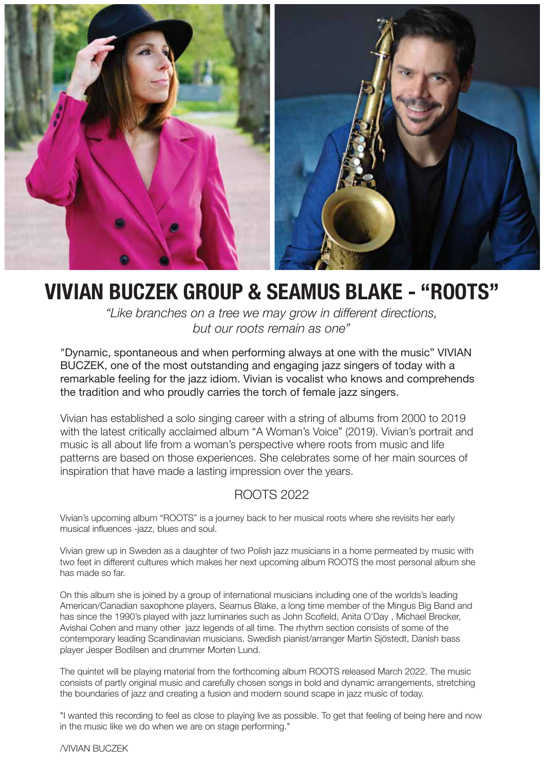# VIVIAN BUCZEK GROUP & SEAMUS BLAKE - "ROOTS"

*"Like branches on a tree we may grow in different directions, but our roots remain as one"*

"Dynamic, spontaneous and when performing always at one with the music" VIVIAN BUCZEK, one of the most outstanding and engaging jazz singers of today with a remarkable feeling for the jazz idiom. Vivian is vocalist who knows and comprehends the tradition and who proudly carries the torch of female jazz singers.

Vivian has established a solo singing career with a string of albums from 2000 to 2019 with the latest critically acclaimed album "A Woman's Voice" (2019). Vivian's portrait and music is all about life from a woman's perspective where roots from music and life patterns are based on those experiences. She celebrates some of her main sources of inspiration that have made a lasting impression over the years.

## ROOTS 2022

Vivian's upcoming album "ROOTS" is a journey back to her musical roots where she revisits her early musical influences -jazz, blues and soul.

Vivian grew up in Sweden as a daughter of two Polish jazz musicians in a home permeated by music with two feet in different cultures which makes her next upcoming album ROOTS the most personal album she has made so far.

On this album she is joined by a group of international musicians including one of the worlds's leading American/Canadian saxophone players, Seamus Blake, a long time member of the Mingus Big Band and has since the 1990's played with jazz luminaries such as John Scofield, Anita O'Day , Michael Brecker, Avishai Cohen and many other jazz legends of all time. The rhythm section consists of some of the contemporary leading Scandinavian musicians. Swedish pianist/arranger Martin Sjöstedt, Danish bass player Jesper Bodilsen and drummer Morten Lund.

The quintet will be playing material from the forthcoming album ROOTS released March 2022. The music consists of partly original music and carefully chosen songs in bold and dynamic arrangements, stretching the boundaries of jazz and creating a fusion and modern sound scape in jazz music of today.

"I wanted this recording to feel as close to playing live as possible. To get that feeling of being here and now in the music like we do when we are on stage performing."

/VIVIAN BUCZEK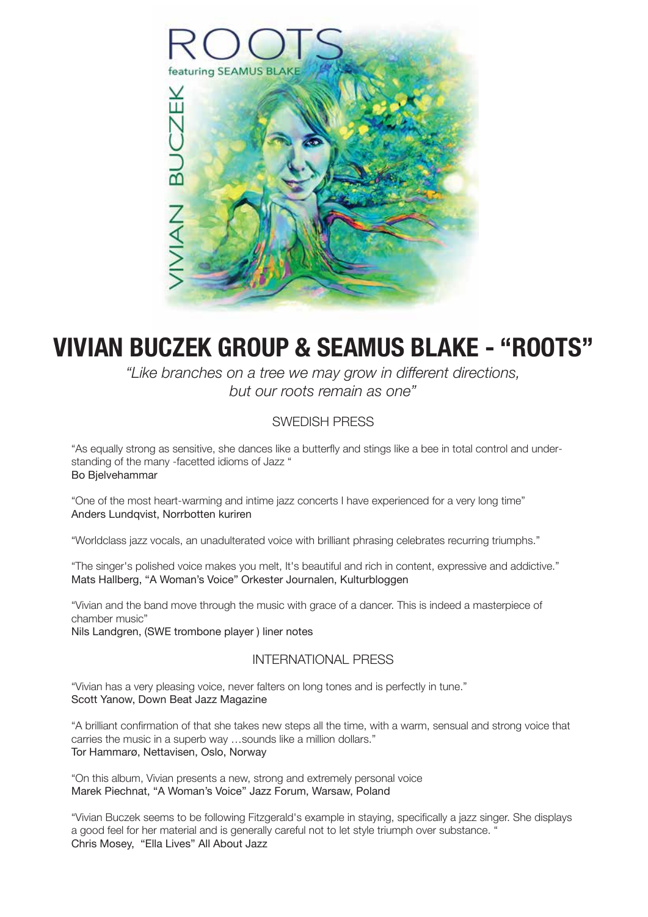# VIVIAN BUCZEK GROUP & SEAMUS BLAKE - "ROOTS"

*"Like branches on a tree we may grow in different directions,*
*but our roots remain as one"*

## SWEDISH PRESS

"As equally strong as sensitive, she dances like a butterfly and stings like a bee in total control and understanding of the many -facetted idioms of Jazz "
Bo Bjelvehammar

"One of the most heart-warming and intime jazz concerts I have experienced for a very long time"
Anders Lundqvist, Norrbotten kuriren

"Worldclass jazz vocals, an unadulterated voice with brilliant phrasing celebrates recurring triumphs."

"The singer's polished voice makes you melt, It's beautiful and rich in content, expressive and addictive."
Mats Hallberg, "A Woman's Voice" Orkester Journalen, Kulturbloggen

"Vivian and the band move through the music with grace of a dancer. This is indeed a masterpiece of chamber music"
Nils Landgren, (SWE trombone player ) liner notes

## INTERNATIONAL PRESS

"Vivian has a very pleasing voice, never falters on long tones and is perfectly in tune."
Scott Yanow, Down Beat Jazz Magazine

"A brilliant confirmation of that she takes new steps all the time, with a warm, sensual and strong voice that carries the music in a superb way …sounds like a million dollars."
Tor Hammarø, Nettavisen, Oslo, Norway

"On this album, Vivian presents a new, strong and extremely personal voice
Marek Piechnat, "A Woman's Voice" Jazz Forum, Warsaw, Poland

"Vivian Buczek seems to be following Fitzgerald's example in staying, specifically a jazz singer. She displays a good feel for her material and is generally careful not to let style triumph over substance. "
Chris Mosey, "Ella Lives" All About Jazz